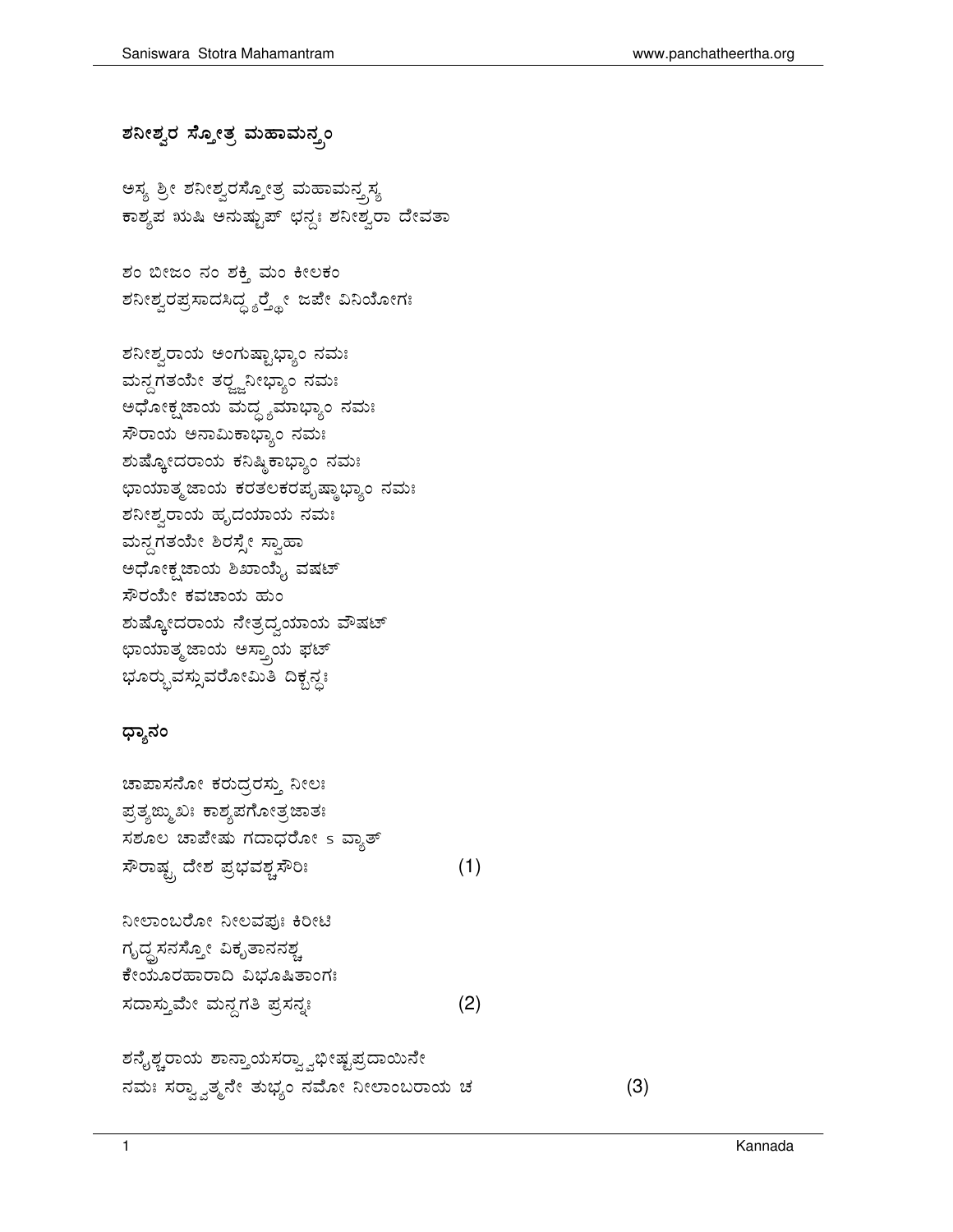### ಶನೀಶ್ವರ ಸ್ತೋತ್ರ ಮಹಾಮನ್ತ್ರಂ

ಅಸ್ಯ ಶ್ರೀ ಶನೀಶ್ವರಸ್ತೋತ್ರ ಮಹಾಮನ್ತ್ರಸ್ಯ
ಕಾಶ್ಯಪ ಋಷಿ ಅನುಷ್ಟುಪ್ ಛನ್ದಃ ಶನೀಶ್ವರಾ ದೇವತಾ

ಶಂ ಬೀಜಂ ನಂ ಶಕ್ತಿ ಮಂ ಕೀಲಕಂ
ಶನೀಶ್ವರಪ್ರಸಾದಸಿದ್ಧ್ಯರ್ಥೇ ಜಪೇ ವಿನಿಯೋಗಃ

ಶನೀಶ್ವರಾಯ ಅಂಗುಷ್ಟಾಭ್ಯಾಂ ನಮಃ
ಮನ್ದಗತಯೇ ತರ್ಜ್ಜನೀಭ್ಯಾಂ ನಮಃ
ಅಧೋಕ್ಷಜಾಯ ಮದ್ಧ್ಯಮಾಭ್ಯಾಂ ನಮಃ
ಸೌರಾಯ ಅನಾಮಿಕಾಭ್ಯಾಂ ನಮಃ
ಶುಷ್ಕೋದರಾಯ ಕನಿಷ್ಠಿಕಾಭ್ಯಾಂ ನಮಃ
ಛಾಯಾತ್ಮಜಾಯ ಕರತಲಕರಪೃಷ್ಠಾಭ್ಯಾಂ ನಮಃ
ಶನೀಶ್ವರಾಯ ಹೃದಯಾಯ ನಮಃ
ಮನ್ದಗತಯೇ ಶಿರಸ್ಸೇ ಸ್ವಾಹಾ
ಅಧೋಕ್ಷಜಾಯ ಶಿಖಾಯೈ ವಷಟ್
ಸೌರಯೇ ಕವಚಾಯ ಹುಂ
ಶುಷ್ಕೋದರಾಯ ನೇತ್ರದ್ವಯಾಯ ವೌಷಟ್
ಛಾಯಾತ್ಮಜಾಯ ಅಸ್ತ್ರಾಯ ಫಟ್
ಭೂರ್ಭುವಸ್ಸುವರೋಮಿತಿ ದಿಕ್ಬನ್ಧಃ

### ಧ್ಯಾನಂ

ಚಾಪಾಸನೋ ಕರುದ್ರರಸ್ತು ನೀಲಃ
ಪ್ರತ್ಯಙ್ಮುಖಃ ಕಾಶ್ಯಪಗೋತ್ರಜಾತಃ
ಸಶೂಲ ಚಾಪೇಷು ಗದಾಧರೋ ಽ ವ್ಯಾತ್
ಸೌರಾಷ್ಟ್ರ ದೇಶ ಪ್ರಭವಶ್ಚಸೌರಿಃ (1)

ನೀಲಾಂಬರೋ ನೀಲವಪುಃ ಕಿರೀಟಿ
ಗೃಧ್ರಾಸನಸ್ತೋ ವಿಕೃತಾನನಶ್ಚ
ಕೇಯೂರಹಾರಾದಿ ವಿಭೂಷಿತಾಂಗಃ
ಸದಾಸ್ತುಮೇ ಮನ್ದಗತಿ ಪ್ರಸನ್ನಃ (2)

ಶನೈಶ್ಚರಾಯ ಶಾನ್ತಾಯಸರ್ವ್ವಾಭೀಷ್ಟಪ್ರದಾಯಿನೇ
ನಮಃ ಸರ್ವ್ವಾತ್ಮನೇ ತುಭ್ಯಂ ನಮೋ ನೀಲಾಂಬರಾಯ ಚ (3)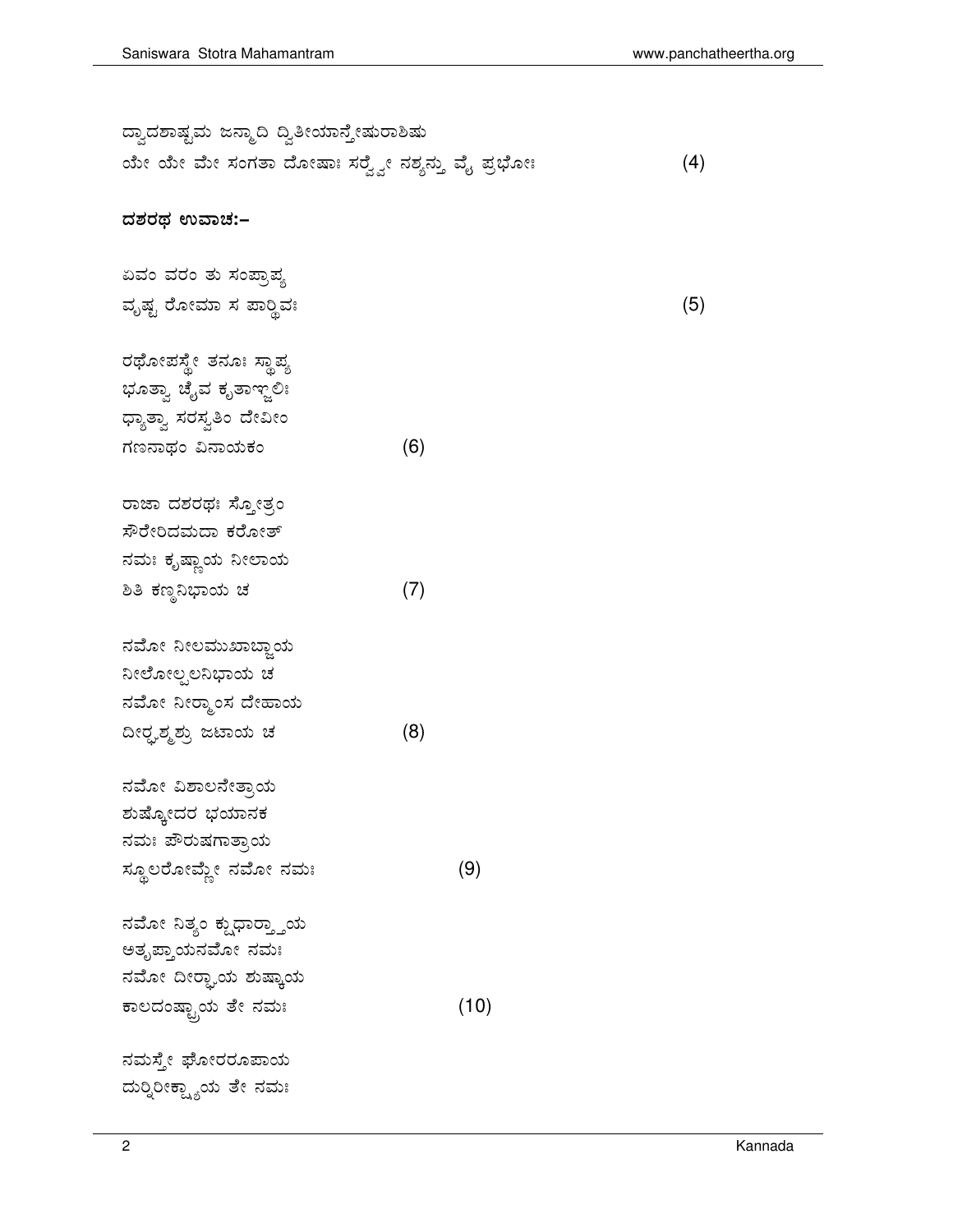ದ್ವಾದಶಾಷ್ಟಮ ಜನ್ಮಾದಿ ದ್ವಿತೀಯಾನ್ತೇಷುರಾಶಿಷು
ಯೇ ಯೇ ಮೇ ಸಂಗತಾ ದೋಷಾಃ ಸರ್ವ್ವೇ ನಶ್ಯನ್ತು ವೈ ಪ್ರಭೋಃ (4)

**ದಶರಥ ಉವಾಚ:–**

ಏವಂ ವರಂ ತು ಸಂಪ್ರಾಪ್ಯ
ವೃಷ್ಟ ರೋಮಾ ಸ ಪಾರ್ಥಿವಃ (5)

ರಥೋಪಸ್ಥೇ ತನೂಃ ಸ್ಥಾಪ್ಯ
ಭೂತ್ವಾ ಚೈವ ಕೃತಾಞ್ಜಲಿಃ
ಧ್ಯಾತ್ವಾ ಸರಸ್ವತಿಂ ದೇವೀಂ
ಗಣನಾಥಂ ವಿನಾಯಕಂ (6)

ರಾಜಾ ದಶರಥಃ ಸ್ತೋತ್ರಂ
ಸೌರೇರಿದಮದಾ ಕರೋತ್
ನಮಃ ಕೃಷ್ಣಾಯ ನೀಲಾಯ
ಶಿತಿ ಕಣ್ಠನಿಭಾಯ ಚ (7)

ನಮೋ ನೀಲಮುಖಾಬ್ಜಾಯ
ನೀಲೋಲ್ಪಲನಿಭಾಯ ಚ
ನಮೋ ನೀರ್ಮಾಂಸ ದೇಹಾಯ
ದೀರ್ಘಶ್ಮಶ್ರು ಜಟಾಯ ಚ (8)

ನಮೋ ವಿಶಾಲನೇತ್ರಾಯ
ಶುಷ್ಕೋದರ ಭಯಾನಕ
ನಮಃ ಪೌರುಷಗಾತ್ರಾಯ
ಸ್ಥೂಲರೋಮ್ಣೇ ನಮೋ ನಮಃ (9)

ನಮೋ ನಿತ್ಯಂ ಕ್ಷುಧಾರ್ತ್ತಾಯ
ಅತೃಪ್ತಾಯನಮೋ ನಮಃ
ನಮೋ ದೀರ್ಘಾಯ ಶುಷ್ಕಾಯ
ಕಾಲದಂಷ್ಟ್ರಾಯ ತೇ ನಮಃ (10)

ನಮಸ್ತೇ ಘೋರರೂಪಾಯ
ದುರ್ನ್ನಿರೀಕ್ಷ್ಯಾಯ ತೇ ನಮಃ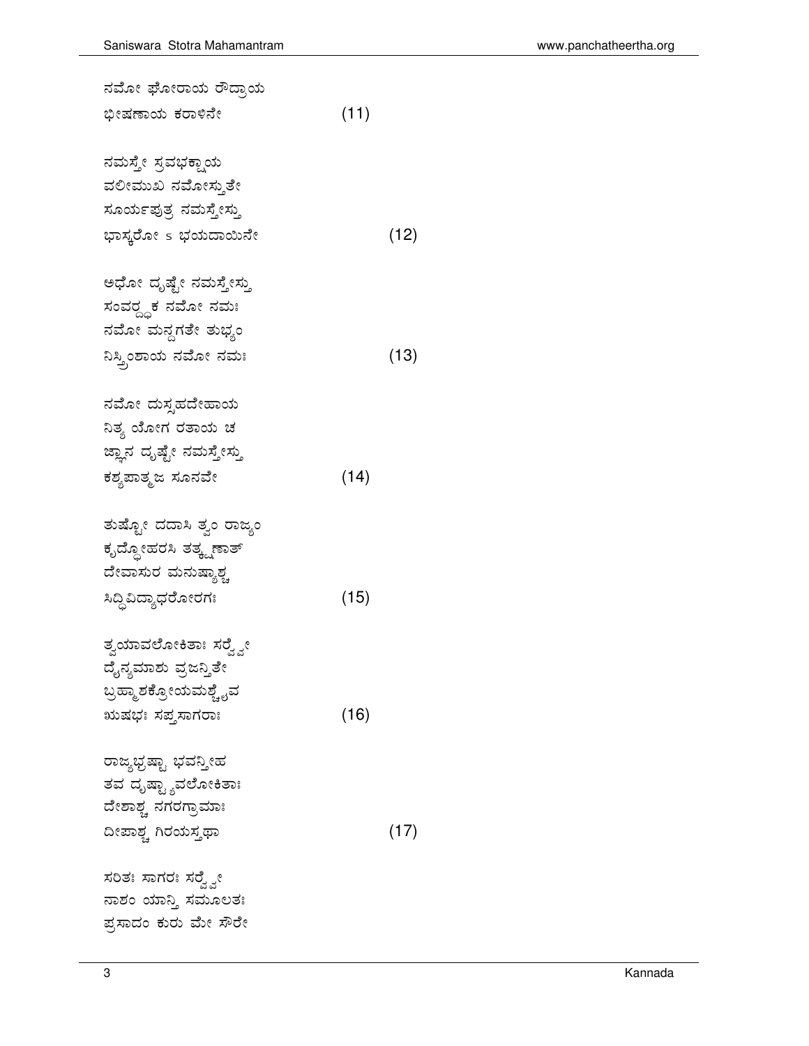ನಮೋ ಘೋರಾಯ ರೌದ್ರಾಯ
ಭೀಷಣಾಯ ಕರಾಳಿನೇ (11)

ನಮಸ್ತೇ ಸ್ರವಭಕ್ಷಾಯ
ವಲೀಮುಖ ನಮೋಸ್ತುತೇ
ಸೂರ್ಯಪುತ್ರ ನಮಸ್ತೇಸ್ತು
ಭಾಸ್ಕರೋ ಽ ಭಯದಾಯಿನೇ (12)

ಅಧೋ ದೃಷ್ಟೇ ನಮಸ್ತೇಸ್ತು
ಸಂವರ್ದ್ಧಕ ನಮೋ ನಮಃ
ನಮೋ ಮನ್ದಗತೇ ತುಭ್ಯಂ
ನಿಸ್ತ್ರಿಂಶಾಯ ನಮೋ ನಮಃ (13)

ನಮೋ ದುಸ್ಸಹದೇಹಾಯ
ನಿತ್ಯ ಯೋಗ ರತಾಯ ಚ
ಜ್ಞಾನ ದೃಷ್ಟೇ ನಮಸ್ತೇಸ್ತು
ಕಶ್ಯಪಾತ್ಮಜ ಸೂನವೇ (14)

ತುಷ್ಟೋ ದದಾಸಿ ತ್ವಂ ರಾಜ್ಯಂ
ಕೃದ್ಧೋಹರಸಿ ತತ್ಕ್ಷಣಾತ್
ದೇವಾಸುರ ಮನುಷ್ಯಾಶ್ಚ
ಸಿದ್ಧಿವಿದ್ಯಾಧರೋರಗಃ (15)

ತ್ವಯಾವಲೋಕಿತಾಃ ಸರ್ವ್ವೇ
ದೈನ್ಯಮಾಶು ವ್ರಜನ್ತಿತೇ
ಬ್ರಹ್ಮಾಶಕ್ರೋಯಮಶ್ಚೈವ
ಋಷಭಃ ಸಪ್ತಸಾಗರಾಃ (16)

ರಾಜ್ಯಭ್ರಷ್ಟಾ ಭವನ್ತೀಹ
ತವ ದೃಷ್ಟ್ಯಾವಲೋಕಿತಾಃ
ದೇಶಾಶ್ಚ ನಗರಗ್ರಾಮಾಃ
ದೀಪಾಶ್ಚ ಗಿರಯಸ್ತಥಾ (17)

ಸರಿತಃ ಸಾಗರಃ ಸರ್ವ್ವೇ
ನಾಶಂ ಯಾನ್ತಿ ಸಮೂಲತಃ
ಪ್ರಸಾದಂ ಕುರು ಮೇ ಸೌರೇ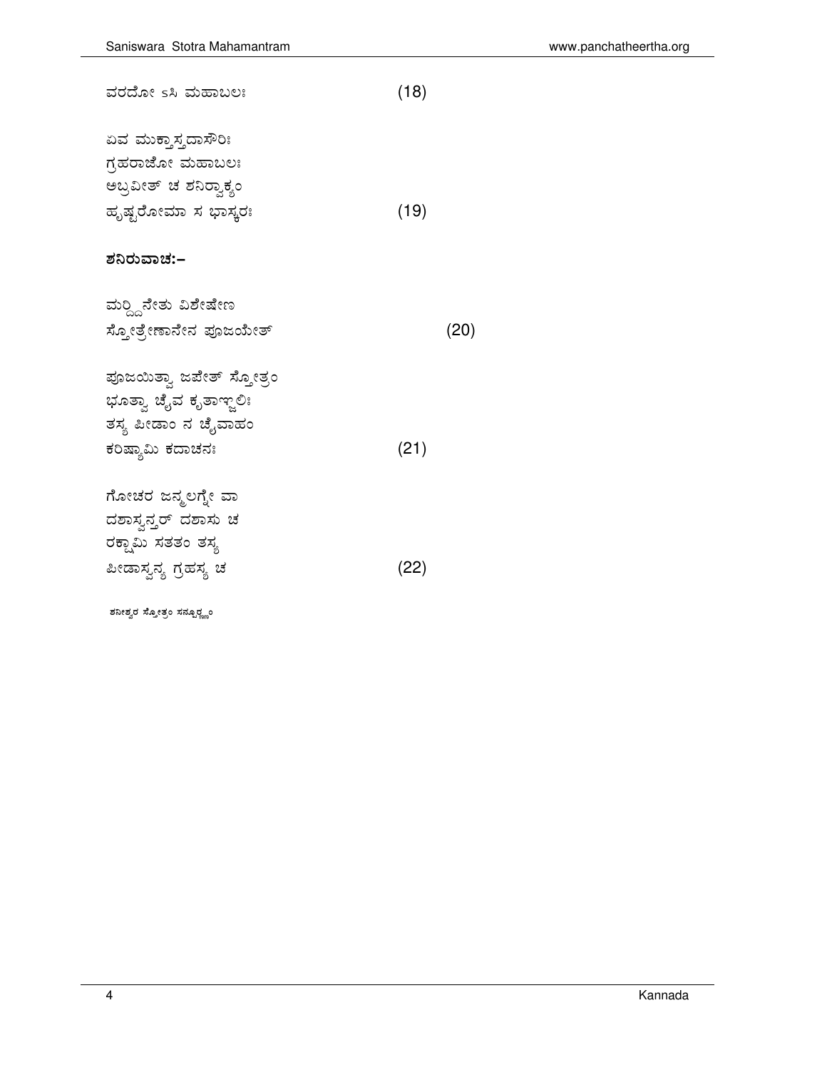ವರದೋ ಽಸಿ ಮಹಾಬಲಃ (18)

ಏವ ಮುಕ್ತಾಸ್ತದಾಸೌರಿಃ
ಗ್ರಹರಾಜೋ ಮಹಾಬಲಃ
ಅಬ್ರವೀತ್ ಚ ಶನಿರ್ವಾಕ್ಯಂ
ಹೃಷ್ಟರೋಮಾ ಸ ಭಾಸ್ಕರಃ (19)

**ಶನಿರುವಾಚ:–**

ಮರ್ದ್ದಿನೇತು ವಿಶೇಷೇಣ
ಸ್ತೋತ್ರೇಣಾನೇನ ಪೂಜಯೇತ್ (20)

ಪೂಜಯಿತ್ವಾ ಜಪೇತ್ ಸ್ತೋತ್ರಂ
ಭೂತ್ವಾ ಚೈವ ಕೃತಾಞ್ಜಲಿಃ
ತಸ್ಯ ಪೀಡಾಂ ನ ಚೈವಾಹಂ
ಕರಿಷ್ಯಾಮಿ ಕದಾಚನಃ (21)

ಗೋಚರ ಜನ್ಮಲಗ್ನೇ ವಾ
ದಶಾಸ್ವನ್ತರ್ ದಶಾಸು ಚ
ರಕ್ಷಾಮಿ ಸತತಂ ತಸ್ಯ
ಪೀಡಾಸ್ವನ್ಯ ಗ್ರಹಸ್ಯ ಚ (22)

ಶನೀಶ್ವರ ಸ್ತೋತ್ರಂ ಸಮ್ಪೂರ್ಣಂ